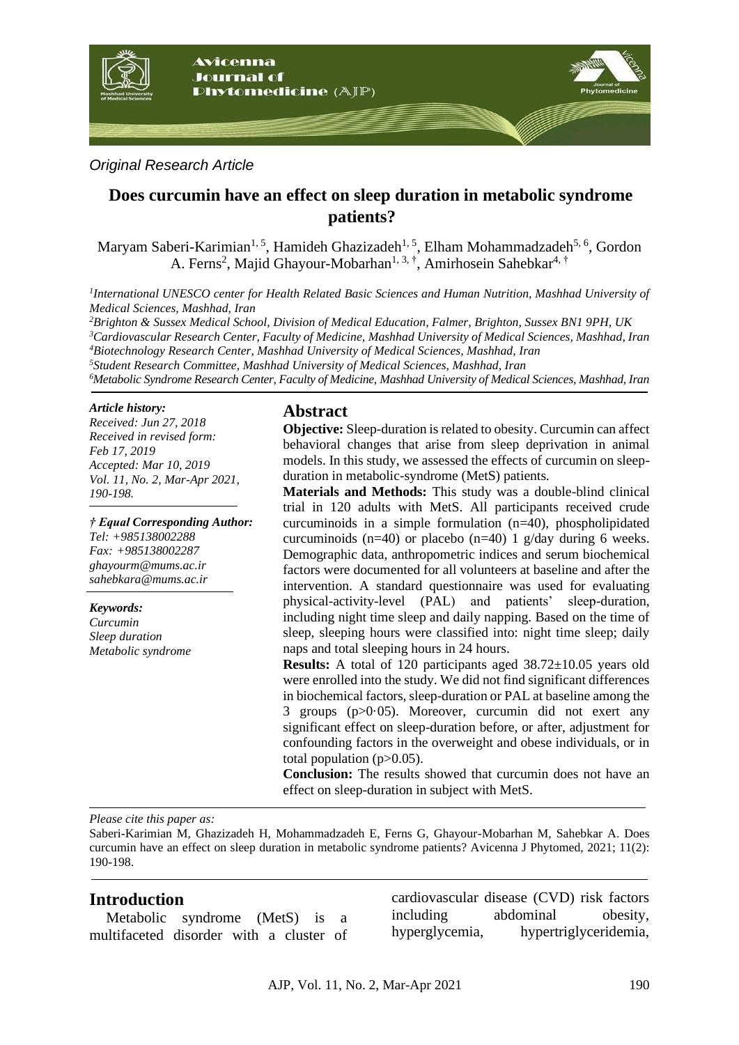*Original Research Article*

# Does curcumin have an effect on sleep duration in metabolic syndrome patients?

Maryam Saberi-Karimian[1, 5], Hamideh Ghazizadeh[1, 5], Elham Mohammadzadeh[5, 6], Gordon A. Ferns[2], Majid Ghayour-Mobarhan[1, 3, †], Amirhosein Sahebkar[4, †]

[1]*International UNESCO center for Health Related Basic Sciences and Human Nutrition, Mashhad University of Medical Sciences, Mashhad, Iran*
[2]*Brighton & Sussex Medical School, Division of Medical Education, Falmer, Brighton, Sussex BN1 9PH, UK*
[3]*Cardiovascular Research Center, Faculty of Medicine, Mashhad University of Medical Sciences, Mashhad, Iran*
[4]*Biotechnology Research Center, Mashhad University of Medical Sciences, Mashhad, Iran*
[5]*Student Research Committee, Mashhad University of Medical Sciences, Mashhad, Iran*
[6]*Metabolic Syndrome Research Center, Faculty of Medicine, Mashhad University of Medical Sciences, Mashhad, Iran*

***Article history:***
*Received: Jun 27, 2018*
*Received in revised form: Feb 17, 2019*
*Accepted: Mar 10, 2019*
*Vol. 11, No. 2, Mar-Apr 2021, 190-198.*

***† Equal Corresponding Author:***
*Tel: +985138002288*
*Fax: +985138002287*
*ghayourm@mums.ac.ir*
*sahebkara@mums.ac.ir*

***Keywords:***
*Curcumin*
*Sleep duration*
*Metabolic syndrome*

## Abstract

**Objective:** Sleep-duration is related to obesity. Curcumin can affect behavioral changes that arise from sleep deprivation in animal models. In this study, we assessed the effects of curcumin on sleep-duration in metabolic-syndrome (MetS) patients.

**Materials and Methods:** This study was a double-blind clinical trial in 120 adults with MetS. All participants received crude curcuminoids in a simple formulation (n=40), phospholipidated curcuminoids (n=40) or placebo (n=40) 1 g/day during 6 weeks. Demographic data, anthropometric indices and serum biochemical factors were documented for all volunteers at baseline and after the intervention. A standard questionnaire was used for evaluating physical-activity-level (PAL) and patients' sleep-duration, including night time sleep and daily napping. Based on the time of sleep, sleeping hours were classified into: night time sleep; daily naps and total sleeping hours in 24 hours.

**Results:** A total of 120 participants aged 38.72±10.05 years old were enrolled into the study. We did not find significant differences in biochemical factors, sleep-duration or PAL at baseline among the 3 groups ($p>0{\cdot}05$). Moreover, curcumin did not exert any significant effect on sleep-duration before, or after, adjustment for confounding factors in the overweight and obese individuals, or in total population ($p>0.05$).

**Conclusion:** The results showed that curcumin does not have an effect on sleep-duration in subject with MetS.

*Please cite this paper as:*
Saberi-Karimian M, Ghazizadeh H, Mohammadzadeh E, Ferns G, Ghayour-Mobarhan M, Sahebkar A. Does curcumin have an effect on sleep duration in metabolic syndrome patients? Avicenna J Phytomed, 2021; 11(2): 190-198.

## Introduction

Metabolic syndrome (MetS) is a multifaceted disorder with a cluster of cardiovascular disease (CVD) risk factors including abdominal obesity, hyperglycemia, hypertriglyceridemia,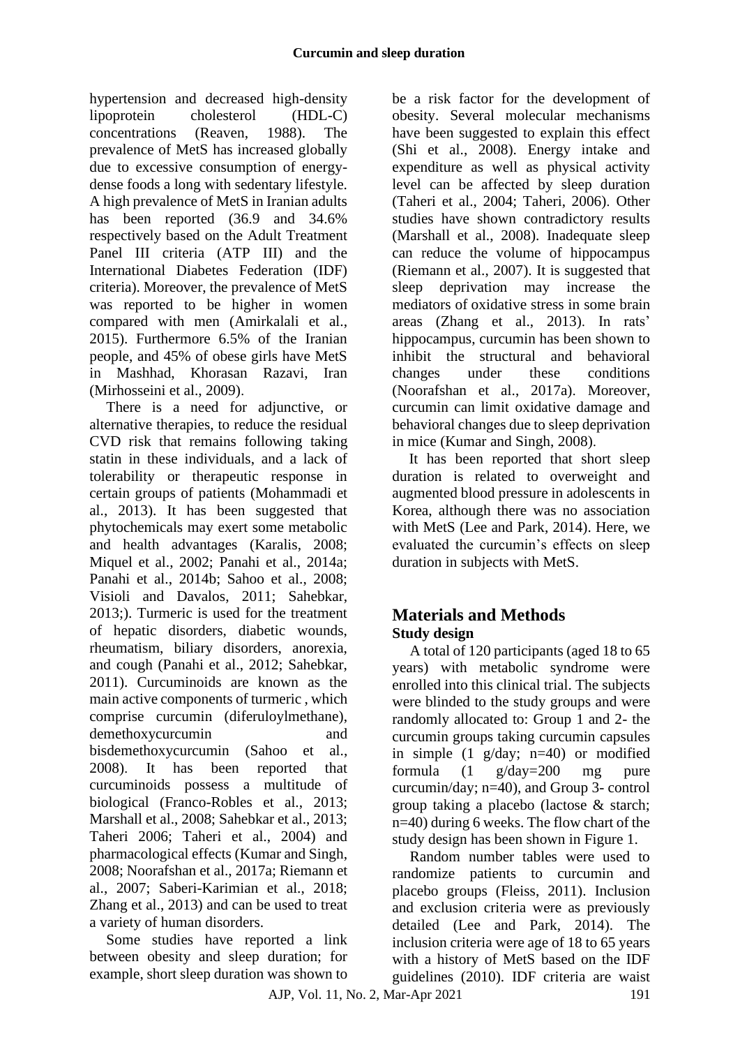hypertension and decreased high-density lipoprotein cholesterol (HDL-C) concentrations (Reaven, 1988). The prevalence of MetS has increased globally due to excessive consumption of energy-dense foods a long with sedentary lifestyle. A high prevalence of MetS in Iranian adults has been reported (36.9 and 34.6% respectively based on the Adult Treatment Panel III criteria (ATP III) and the International Diabetes Federation (IDF) criteria). Moreover, the prevalence of MetS was reported to be higher in women compared with men (Amirkalali et al., 2015). Furthermore 6.5% of the Iranian people, and 45% of obese girls have MetS in Mashhad, Khorasan Razavi, Iran (Mirhosseini et al., 2009).

There is a need for adjunctive, or alternative therapies, to reduce the residual CVD risk that remains following taking statin in these individuals, and a lack of tolerability or therapeutic response in certain groups of patients (Mohammadi et al., 2013). It has been suggested that phytochemicals may exert some metabolic and health advantages (Karalis, 2008; Miquel et al., 2002; Panahi et al., 2014a; Panahi et al., 2014b; Sahoo et al., 2008; Visioli and Davalos, 2011; Sahebkar, 2013;). Turmeric is used for the treatment of hepatic disorders, diabetic wounds, rheumatism, biliary disorders, anorexia, and cough (Panahi et al., 2012; Sahebkar, 2011). Curcuminoids are known as the main active components of turmeric , which comprise curcumin (diferuloylmethane), demethoxycurcumin and bisdemethoxycurcumin (Sahoo et al., 2008). It has been reported that curcuminoids possess a multitude of biological (Franco-Robles et al., 2013; Marshall et al., 2008; Sahebkar et al., 2013; Taheri 2006; Taheri et al., 2004) and pharmacological effects (Kumar and Singh, 2008; Noorafshan et al., 2017a; Riemann et al., 2007; Saberi-Karimian et al., 2018; Zhang et al., 2013) and can be used to treat a variety of human disorders.

Some studies have reported a link between obesity and sleep duration; for example, short sleep duration was shown to be a risk factor for the development of obesity. Several molecular mechanisms have been suggested to explain this effect (Shi et al., 2008). Energy intake and expenditure as well as physical activity level can be affected by sleep duration (Taheri et al., 2004; Taheri, 2006). Other studies have shown contradictory results (Marshall et al., 2008). Inadequate sleep can reduce the volume of hippocampus (Riemann et al., 2007). It is suggested that sleep deprivation may increase the mediators of oxidative stress in some brain areas (Zhang et al., 2013). In rats' hippocampus, curcumin has been shown to inhibit the structural and behavioral changes under these conditions (Noorafshan et al., 2017a). Moreover, curcumin can limit oxidative damage and behavioral changes due to sleep deprivation in mice (Kumar and Singh, 2008).

It has been reported that short sleep duration is related to overweight and augmented blood pressure in adolescents in Korea, although there was no association with MetS (Lee and Park, 2014). Here, we evaluated the curcumin's effects on sleep duration in subjects with MetS.

## Materials and Methods

### Study design

A total of 120 participants (aged 18 to 65 years) with metabolic syndrome were enrolled into this clinical trial. The subjects were blinded to the study groups and were randomly allocated to: Group 1 and 2- the curcumin groups taking curcumin capsules in simple (1 g/day; n=40) or modified formula (1 g/day=200 mg pure curcumin/day; n=40), and Group 3- control group taking a placebo (lactose & starch; n=40) during 6 weeks. The flow chart of the study design has been shown in Figure 1.

Random number tables were used to randomize patients to curcumin and placebo groups (Fleiss, 2011). Inclusion and exclusion criteria were as previously detailed (Lee and Park, 2014). The inclusion criteria were age of 18 to 65 years with a history of MetS based on the IDF guidelines (2010). IDF criteria are waist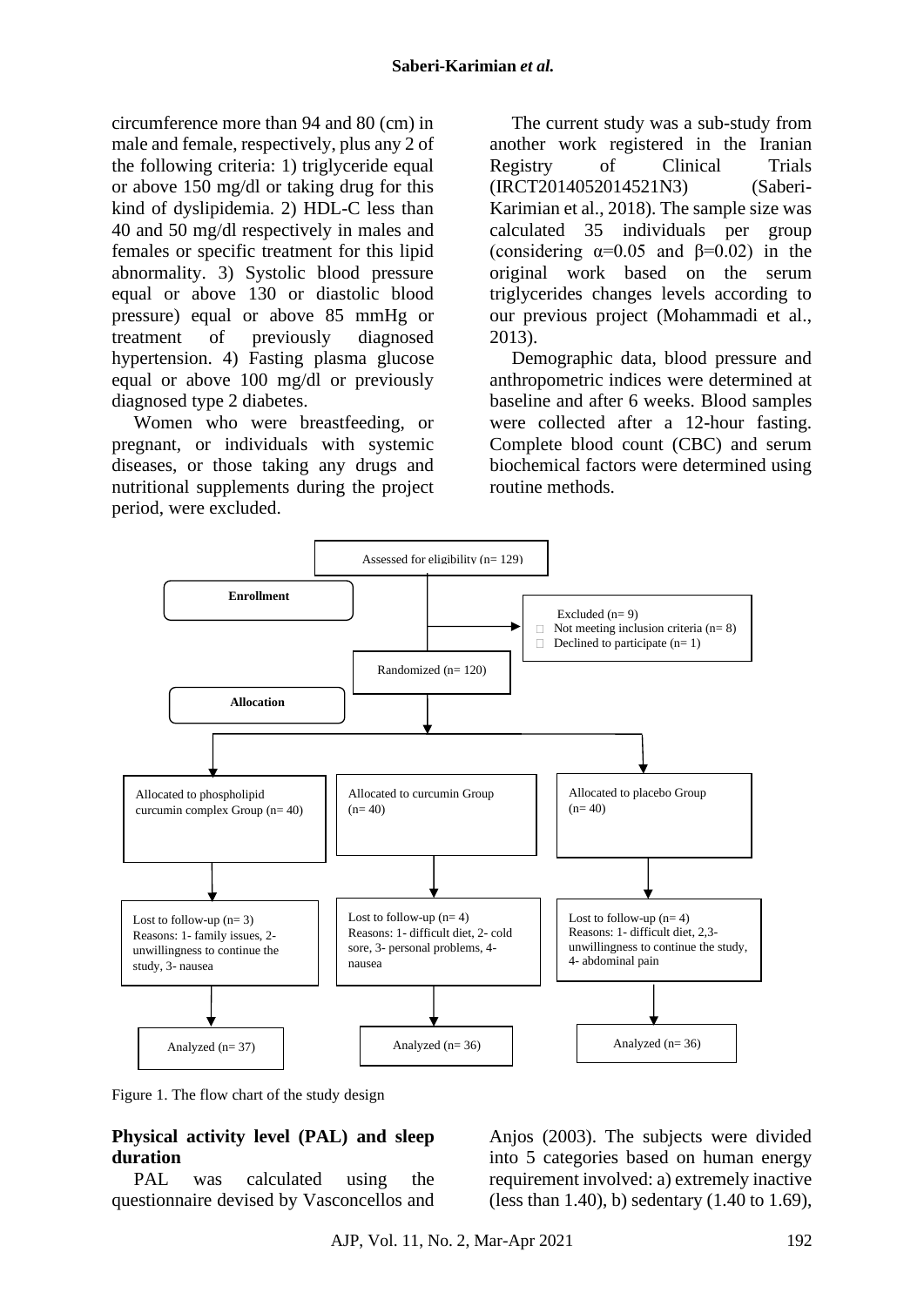circumference more than 94 and 80 (cm) in male and female, respectively, plus any 2 of the following criteria: 1) triglyceride equal or above 150 mg/dl or taking drug for this kind of dyslipidemia. 2) HDL-C less than 40 and 50 mg/dl respectively in males and females or specific treatment for this lipid abnormality. 3) Systolic blood pressure equal or above 130 or diastolic blood pressure) equal or above 85 mmHg or treatment of previously diagnosed hypertension. 4) Fasting plasma glucose equal or above 100 mg/dl or previously diagnosed type 2 diabetes.

Women who were breastfeeding, or pregnant, or individuals with systemic diseases, or those taking any drugs and nutritional supplements during the project period, were excluded.

The current study was a sub-study from another work registered in the Iranian Registry of Clinical Trials (IRCT2014052014521N3) (Saberi-Karimian et al., 2018). The sample size was calculated 35 individuals per group (considering α=0.05 and β=0.02) in the original work based on the serum triglycerides changes levels according to our previous project (Mohammadi et al., 2013).

Demographic data, blood pressure and anthropometric indices were determined at baseline and after 6 weeks. Blood samples were collected after a 12-hour fasting. Complete blood count (CBC) and serum biochemical factors were determined using routine methods.

**Enrollment**

Assessed for eligibility (n= 129)

Excluded (n= 9)
- Not meeting inclusion criteria (n= 8)
- Declined to participate (n= 1)

Randomized (n= 120)

**Allocation**

| Allocated to phospholipid curcumin complex Group (n= 40) | Allocated to curcumin Group (n= 40) | Allocated to placebo Group (n= 40) |
|---|---|---|
| Lost to follow-up (n= 3) Reasons: 1- family issues, 2- unwillingness to continue the study, 3- nausea | Lost to follow-up (n= 4) Reasons: 1- difficult diet, 2- cold sore, 3- personal problems, 4- nausea | Lost to follow-up (n= 4) Reasons: 1- difficult diet, 2,3- unwillingness to continue the study, 4- abdominal pain |
| Analyzed (n= 37) | Analyzed (n= 36) | Analyzed (n= 36) |

Figure 1. The flow chart of the study design

**Physical activity level (PAL) and sleep duration**

PAL was calculated using the questionnaire devised by Vasconcellos and Anjos (2003). The subjects were divided into 5 categories based on human energy requirement involved: a) extremely inactive (less than 1.40), b) sedentary (1.40 to 1.69),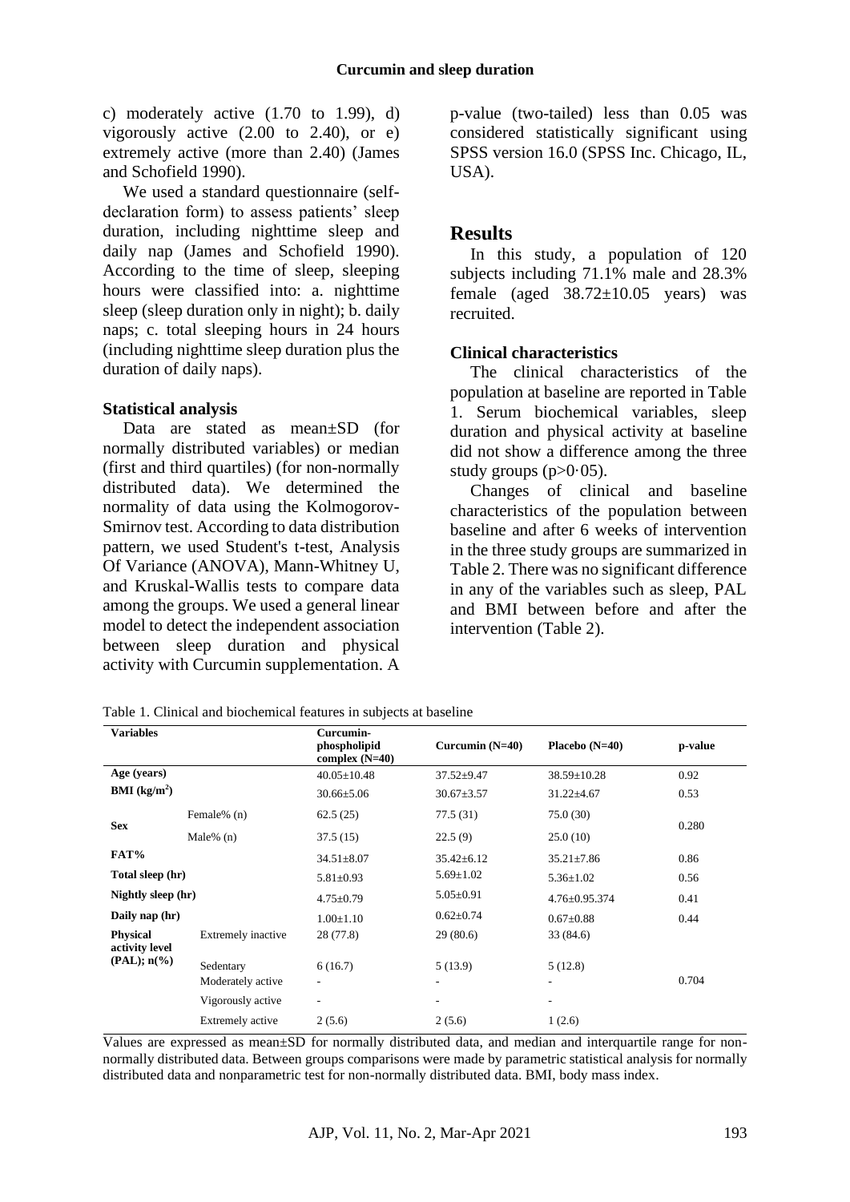c) moderately active (1.70 to 1.99), d) vigorously active (2.00 to 2.40), or e) extremely active (more than 2.40) (James and Schofield 1990).

We used a standard questionnaire (self-declaration form) to assess patients' sleep duration, including nighttime sleep and daily nap (James and Schofield 1990). According to the time of sleep, sleeping hours were classified into: a. nighttime sleep (sleep duration only in night); b. daily naps; c. total sleeping hours in 24 hours (including nighttime sleep duration plus the duration of daily naps).

### Statistical analysis

Data are stated as mean±SD (for normally distributed variables) or median (first and third quartiles) (for non-normally distributed data). We determined the normality of data using the Kolmogorov-Smirnov test. According to data distribution pattern, we used Student's t-test, Analysis Of Variance (ANOVA), Mann-Whitney U, and Kruskal-Wallis tests to compare data among the groups. We used a general linear model to detect the independent association between sleep duration and physical activity with Curcumin supplementation. A p-value (two-tailed) less than 0.05 was considered statistically significant using SPSS version 16.0 (SPSS Inc. Chicago, IL, USA).

## Results

In this study, a population of 120 subjects including 71.1% male and 28.3% female (aged 38.72±10.05 years) was recruited.

### Clinical characteristics

The clinical characteristics of the population at baseline are reported in Table 1. Serum biochemical variables, sleep duration and physical activity at baseline did not show a difference among the three study groups ($p>0.05$).

Changes of clinical and baseline characteristics of the population between baseline and after 6 weeks of intervention in the three study groups are summarized in Table 2. There was no significant difference in any of the variables such as sleep, PAL and BMI between before and after the intervention (Table 2).

Table 1. Clinical and biochemical features in subjects at baseline

| Variables | | Curcumin-phospholipid complex (N=40) | Curcumin (N=40) | Placebo (N=40) | p-value |
|---|---|---|---|---|---|
| Age (years) | | 40.05±10.48 | 37.52±9.47 | 38.59±10.28 | 0.92 |
| BMI (kg/m$^2$) | | 30.66±5.06 | 30.67±3.57 | 31.22±4.67 | 0.53 |
| Sex | Female% (n) | 62.5 (25) | 77.5 (31) | 75.0 (30) | 0.280 |
| | Male% (n) | 37.5 (15) | 22.5 (9) | 25.0 (10) | |
| FAT% | | 34.51±8.07 | 35.42±6.12 | 35.21±7.86 | 0.86 |
| Total sleep (hr) | | 5.81±0.93 | 5.69±1.02 | 5.36±1.02 | 0.56 |
| Nightly sleep (hr) | | 4.75±0.79 | 5.05±0.91 | 4.76±0.95.374 | 0.41 |
| Daily nap (hr) | | 1.00±1.10 | 0.62±0.74 | 0.67±0.88 | 0.44 |
| Physical activity level (PAL); n(%) | Extremely inactive | 28 (77.8) | 29 (80.6) | 33 (84.6) | 0.704 |
| | Sedentary | 6 (16.7) | 5 (13.9) | 5 (12.8) | |
| | Moderately active | - | - | - | |
| | Vigorously active | - | - | - | |
| | Extremely active | 2 (5.6) | 2 (5.6) | 1 (2.6) | |

Values are expressed as mean±SD for normally distributed data, and median and interquartile range for non-normally distributed data. Between groups comparisons were made by parametric statistical analysis for normally distributed data and nonparametric test for non-normally distributed data. BMI, body mass index.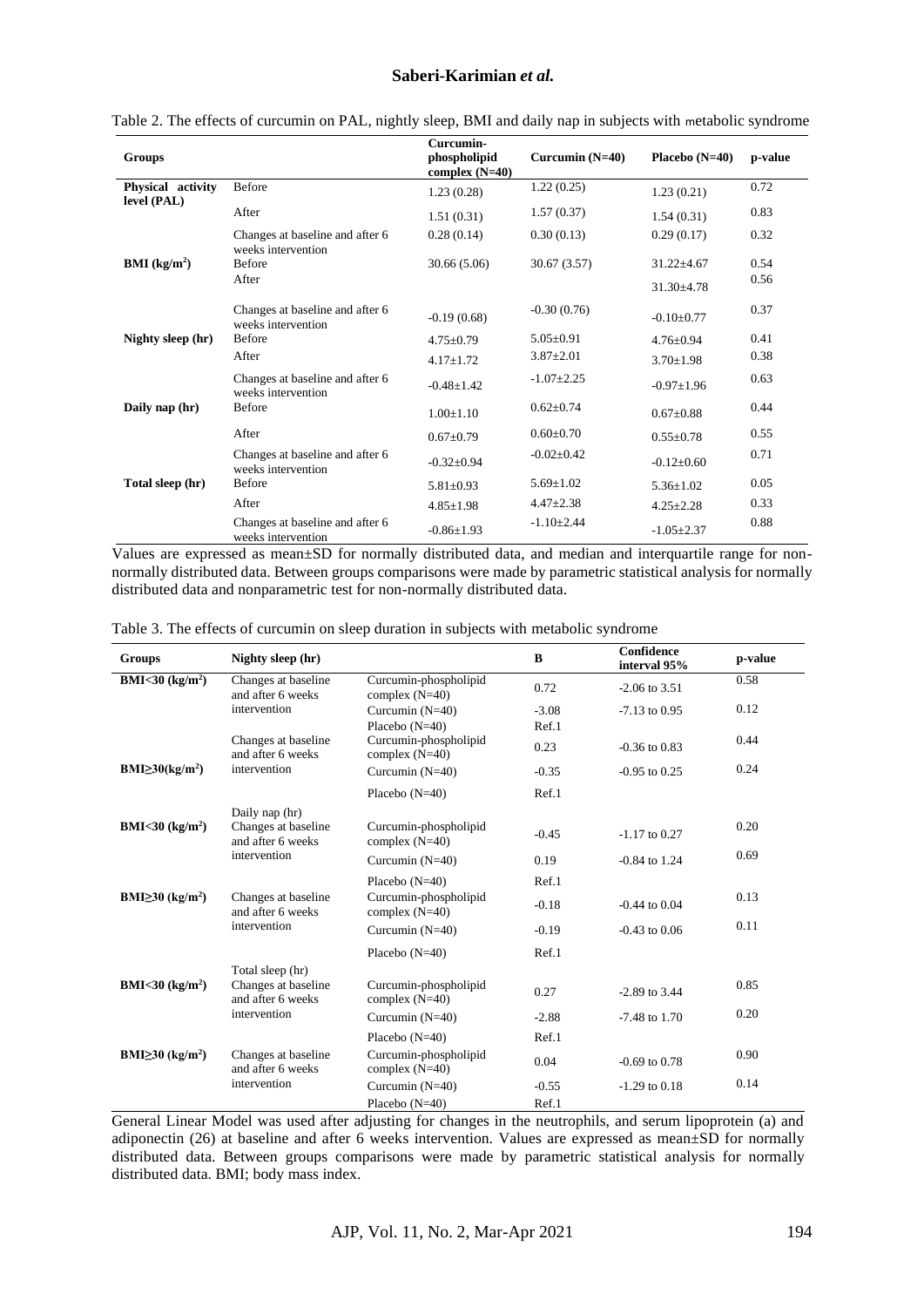Table 2. The effects of curcumin on PAL, nightly sleep, BMI and daily nap in subjects with metabolic syndrome

| Groups | | Curcumin-phospholipid complex (N=40) | Curcumin (N=40) | Placebo (N=40) | p-value |
|---|---|---|---|---|---|
| **Physical activity level (PAL)** | Before | 1.23 (0.28) | 1.22 (0.25) | 1.23 (0.21) | 0.72 |
| | After | 1.51 (0.31) | 1.57 (0.37) | 1.54 (0.31) | 0.83 |
| | Changes at baseline and after 6 weeks intervention | 0.28 (0.14) | 0.30 (0.13) | 0.29 (0.17) | 0.32 |
| **BMI ($kg/m^2$)** | Before | 30.66 (5.06) | 30.67 (3.57) | 31.22±4.67 | 0.54 |
| | After | | | 31.30±4.78 | 0.56 |
| | Changes at baseline and after 6 weeks intervention | -0.19 (0.68) | -0.30 (0.76) | -0.10±0.77 | 0.37 |
| **Nighty sleep (hr)** | Before | 4.75±0.79 | 5.05±0.91 | 4.76±0.94 | 0.41 |
| | After | 4.17±1.72 | 3.87±2.01 | 3.70±1.98 | 0.38 |
| | Changes at baseline and after 6 weeks intervention | -0.48±1.42 | -1.07±2.25 | -0.97±1.96 | 0.63 |
| **Daily nap (hr)** | Before | 1.00±1.10 | 0.62±0.74 | 0.67±0.88 | 0.44 |
| | After | 0.67±0.79 | 0.60±0.70 | 0.55±0.78 | 0.55 |
| | Changes at baseline and after 6 weeks intervention | -0.32±0.94 | -0.02±0.42 | -0.12±0.60 | 0.71 |
| **Total sleep (hr)** | Before | 5.81±0.93 | 5.69±1.02 | 5.36±1.02 | 0.05 |
| | After | 4.85±1.98 | 4.47±2.38 | 4.25±2.28 | 0.33 |
| | Changes at baseline and after 6 weeks intervention | -0.86±1.93 | -1.10±2.44 | -1.05±2.37 | 0.88 |

Values are expressed as mean±SD for normally distributed data, and median and interquartile range for non-normally distributed data. Between groups comparisons were made by parametric statistical analysis for normally distributed data and nonparametric test for non-normally distributed data.

Table 3. The effects of curcumin on sleep duration in subjects with metabolic syndrome

| Groups | Nighty sleep (hr) | | B | Confidence interval 95% | p-value |
|---|---|---|---|---|---|
| **BMI<30 ($kg/m^2$)** | Changes at baseline and after 6 weeks intervention | Curcumin-phospholipid complex (N=40) | 0.72 | -2.06 to 3.51 | 0.58 |
| | | Curcumin (N=40) | -3.08 | -7.13 to 0.95 | 0.12 |
| | | Placebo (N=40) | Ref.1 | | |
| **BMI≥30($kg/m^2$)** | Changes at baseline and after 6 weeks intervention | Curcumin-phospholipid complex (N=40) | 0.23 | -0.36 to 0.83 | 0.44 |
| | | Curcumin (N=40) | -0.35 | -0.95 to 0.25 | 0.24 |
| | | Placebo (N=40) | Ref.1 | | |
| | Daily nap (hr) | | | | |
| **BMI<30 ($kg/m^2$)** | Changes at baseline and after 6 weeks intervention | Curcumin-phospholipid complex (N=40) | -0.45 | -1.17 to 0.27 | 0.20 |
| | | Curcumin (N=40) | 0.19 | -0.84 to 1.24 | 0.69 |
| | | Placebo (N=40) | Ref.1 | | |
| **BMI≥30 ($kg/m^2$)** | Changes at baseline and after 6 weeks intervention | Curcumin-phospholipid complex (N=40) | -0.18 | -0.44 to 0.04 | 0.13 |
| | | Curcumin (N=40) | -0.19 | -0.43 to 0.06 | 0.11 |
| | | Placebo (N=40) | Ref.1 | | |
| | Total sleep (hr) | | | | |
| **BMI<30 ($kg/m^2$)** | Changes at baseline and after 6 weeks intervention | Curcumin-phospholipid complex (N=40) | 0.27 | -2.89 to 3.44 | 0.85 |
| | | Curcumin (N=40) | -2.88 | -7.48 to 1.70 | 0.20 |
| | | Placebo (N=40) | Ref.1 | | |
| **BMI≥30 ($kg/m^2$)** | Changes at baseline and after 6 weeks intervention | Curcumin-phospholipid complex (N=40) | 0.04 | -0.69 to 0.78 | 0.90 |
| | | Curcumin (N=40) | -0.55 | -1.29 to 0.18 | 0.14 |
| | | Placebo (N=40) | Ref.1 | | |

General Linear Model was used after adjusting for changes in the neutrophils, and serum lipoprotein (a) and adiponectin (26) at baseline and after 6 weeks intervention. Values are expressed as mean±SD for normally distributed data. Between groups comparisons were made by parametric statistical analysis for normally distributed data. BMI; body mass index.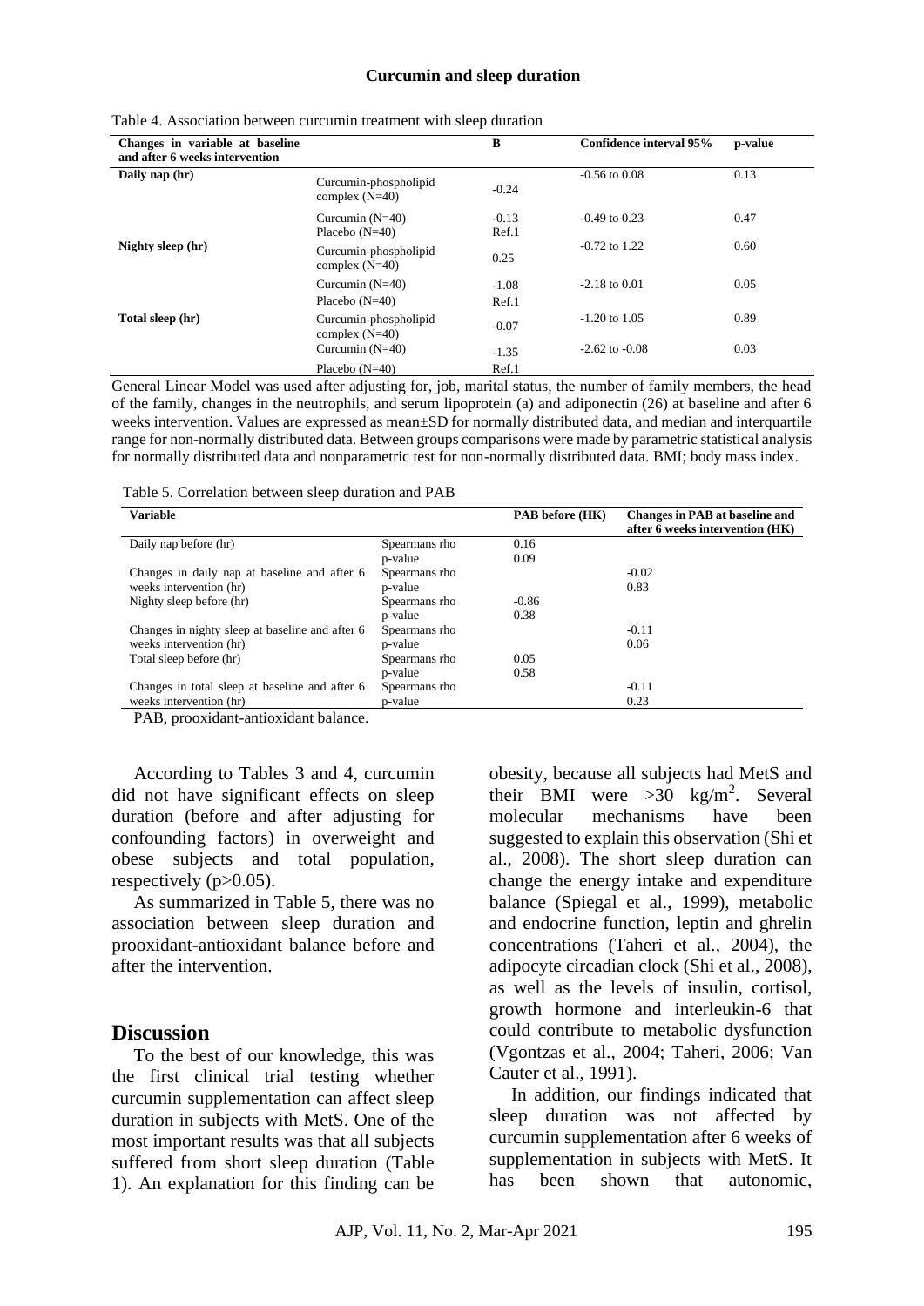Table 4. Association between curcumin treatment with sleep duration

| Changes in variable at baseline and after 6 weeks intervention | | B | Confidence interval 95% | p-value |
|---|---|---|---|---|
| Daily nap (hr) | Curcumin-phospholipid complex (N=40) | -0.24 | -0.56 to 0.08 | 0.13 |
| | Curcumin (N=40) | -0.13 | -0.49 to 0.23 | 0.47 |
| | Placebo (N=40) | Ref.1 | | |
| Nighty sleep (hr) | Curcumin-phospholipid complex (N=40) | 0.25 | -0.72 to 1.22 | 0.60 |
| | Curcumin (N=40) | -1.08 | -2.18 to 0.01 | 0.05 |
| | Placebo (N=40) | Ref.1 | | |
| Total sleep (hr) | Curcumin-phospholipid complex (N=40) | -0.07 | -1.20 to 1.05 | 0.89 |
| | Curcumin (N=40) | -1.35 | -2.62 to -0.08 | 0.03 |
| | Placebo (N=40) | Ref.1 | | |

General Linear Model was used after adjusting for, job, marital status, the number of family members, the head of the family, changes in the neutrophils, and serum lipoprotein (a) and adiponectin (26) at baseline and after 6 weeks intervention. Values are expressed as mean±SD for normally distributed data, and median and interquartile range for non-normally distributed data. Between groups comparisons were made by parametric statistical analysis for normally distributed data and nonparametric test for non-normally distributed data. BMI; body mass index.

Table 5. Correlation between sleep duration and PAB

| Variable | | PAB before (HK) | Changes in PAB at baseline and after 6 weeks intervention (HK) |
|---|---|---|---|
| Daily nap before (hr) | Spearmans rho | 0.16 | |
| | p-value | 0.09 | |
| Changes in daily nap at baseline and after 6 weeks intervention (hr) | Spearmans rho | | -0.02 |
| | p-value | | 0.83 |
| Nighty sleep before (hr) | Spearmans rho | -0.86 | |
| | p-value | 0.38 | |
| Changes in nighty sleep at baseline and after 6 weeks intervention (hr) | Spearmans rho | | -0.11 |
| | p-value | | 0.06 |
| Total sleep before (hr) | Spearmans rho | 0.05 | |
| | p-value | 0.58 | |
| Changes in total sleep at baseline and after 6 weeks intervention (hr) | Spearmans rho | | -0.11 |
| | p-value | | 0.23 |

PAB, prooxidant-antioxidant balance.

According to Tables 3 and 4, curcumin did not have significant effects on sleep duration (before and after adjusting for confounding factors) in overweight and obese subjects and total population, respectively ($p>0.05$).

As summarized in Table 5, there was no association between sleep duration and prooxidant-antioxidant balance before and after the intervention.

## Discussion

To the best of our knowledge, this was the first clinical trial testing whether curcumin supplementation can affect sleep duration in subjects with MetS. One of the most important results was that all subjects suffered from short sleep duration (Table 1). An explanation for this finding can be obesity, because all subjects had MetS and their BMI were >30 kg/m$^2$. Several molecular mechanisms have been suggested to explain this observation (Shi et al., 2008). The short sleep duration can change the energy intake and expenditure balance (Spiegal et al., 1999), metabolic and endocrine function, leptin and ghrelin concentrations (Taheri et al., 2004), the adipocyte circadian clock (Shi et al., 2008), as well as the levels of insulin, cortisol, growth hormone and interleukin-6 that could contribute to metabolic dysfunction (Vgontzas et al., 2004; Taheri, 2006; Van Cauter et al., 1991).

In addition, our findings indicated that sleep duration was not affected by curcumin supplementation after 6 weeks of supplementation in subjects with MetS. It has been shown that autonomic,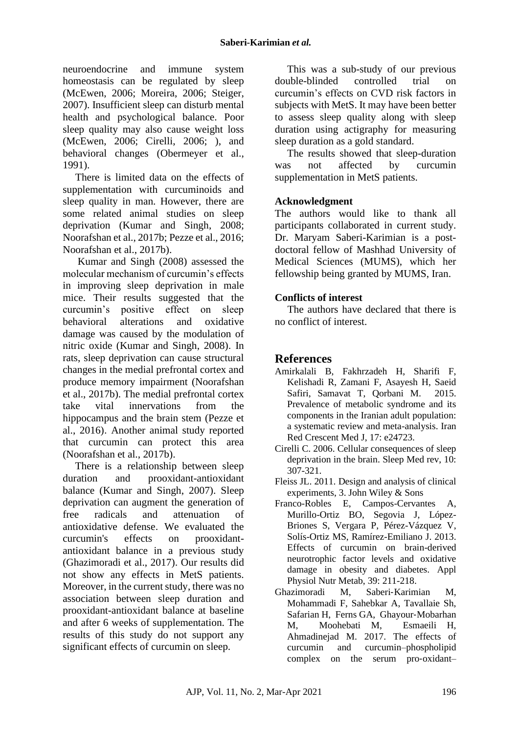neuroendocrine and immune system homeostasis can be regulated by sleep (McEwen, 2006; Moreira, 2006; Steiger, 2007). Insufficient sleep can disturb mental health and psychological balance. Poor sleep quality may also cause weight loss (McEwen, 2006; Cirelli, 2006; ), and behavioral changes (Obermeyer et al., 1991).

There is limited data on the effects of supplementation with curcuminoids and sleep quality in man. However, there are some related animal studies on sleep deprivation (Kumar and Singh, 2008; Noorafshan et al., 2017b; Pezze et al., 2016; Noorafshan et al., 2017b).

Kumar and Singh (2008) assessed the molecular mechanism of curcumin's effects in improving sleep deprivation in male mice. Their results suggested that the curcumin's positive effect on sleep behavioral alterations and oxidative damage was caused by the modulation of nitric oxide (Kumar and Singh, 2008). In rats, sleep deprivation can cause structural changes in the medial prefrontal cortex and produce memory impairment (Noorafshan et al., 2017b). The medial prefrontal cortex take vital innervations from the hippocampus and the brain stem (Pezze et al., 2016). Another animal study reported that curcumin can protect this area (Noorafshan et al., 2017b).

There is a relationship between sleep duration and prooxidant-antioxidant balance (Kumar and Singh, 2007). Sleep deprivation can augment the generation of free radicals and attenuation of antioxidative defense. We evaluated the curcumin's effects on prooxidant-antioxidant balance in a previous study (Ghazimoradi et al., 2017). Our results did not show any effects in MetS patients. Moreover, in the current study, there was no association between sleep duration and prooxidant-antioxidant balance at baseline and after 6 weeks of supplementation. The results of this study do not support any significant effects of curcumin on sleep.

This was a sub-study of our previous double-blinded controlled trial on curcumin's effects on CVD risk factors in subjects with MetS. It may have been better to assess sleep quality along with sleep duration using actigraphy for measuring sleep duration as a gold standard.

The results showed that sleep-duration was not affected by curcumin supplementation in MetS patients.

### Acknowledgment

The authors would like to thank all participants collaborated in current study. Dr. Maryam Saberi-Karimian is a post-doctoral fellow of Mashhad University of Medical Sciences (MUMS), which her fellowship being granted by MUMS, Iran.

### Conflicts of interest

The authors have declared that there is no conflict of interest.

## References

Amirkalali B, Fakhrzadeh H, Sharifi F, Kelishadi R, Zamani F, Asayesh H, Saeid Safiri, Samavat T, Qorbani M. 2015. Prevalence of metabolic syndrome and its components in the Iranian adult population: a systematic review and meta-analysis. Iran Red Crescent Med J, 17: e24723.

Cirelli C. 2006. Cellular consequences of sleep deprivation in the brain. Sleep Med rev, 10: 307-321.

Fleiss JL. 2011. Design and analysis of clinical experiments, 3. John Wiley & Sons

Franco-Robles E, Campos-Cervantes A, Murillo-Ortiz BO, Segovia J, López-Briones S, Vergara P, Pérez-Vázquez V, Solís-Ortiz MS, Ramírez-Emiliano J. 2013. Effects of curcumin on brain-derived neurotrophic factor levels and oxidative damage in obesity and diabetes. Appl Physiol Nutr Metab, 39: 211-218.

Ghazimoradi M, Saberi-Karimian M, Mohammadi F, Sahebkar A, Tavallaie Sh, Safarian H, Ferns GA, Ghayour-Mobarhan M, Moohebati M, Esmaeili H, Ahmadinejad M. 2017. The effects of curcumin and curcumin–phospholipid complex on the serum pro-oxidant–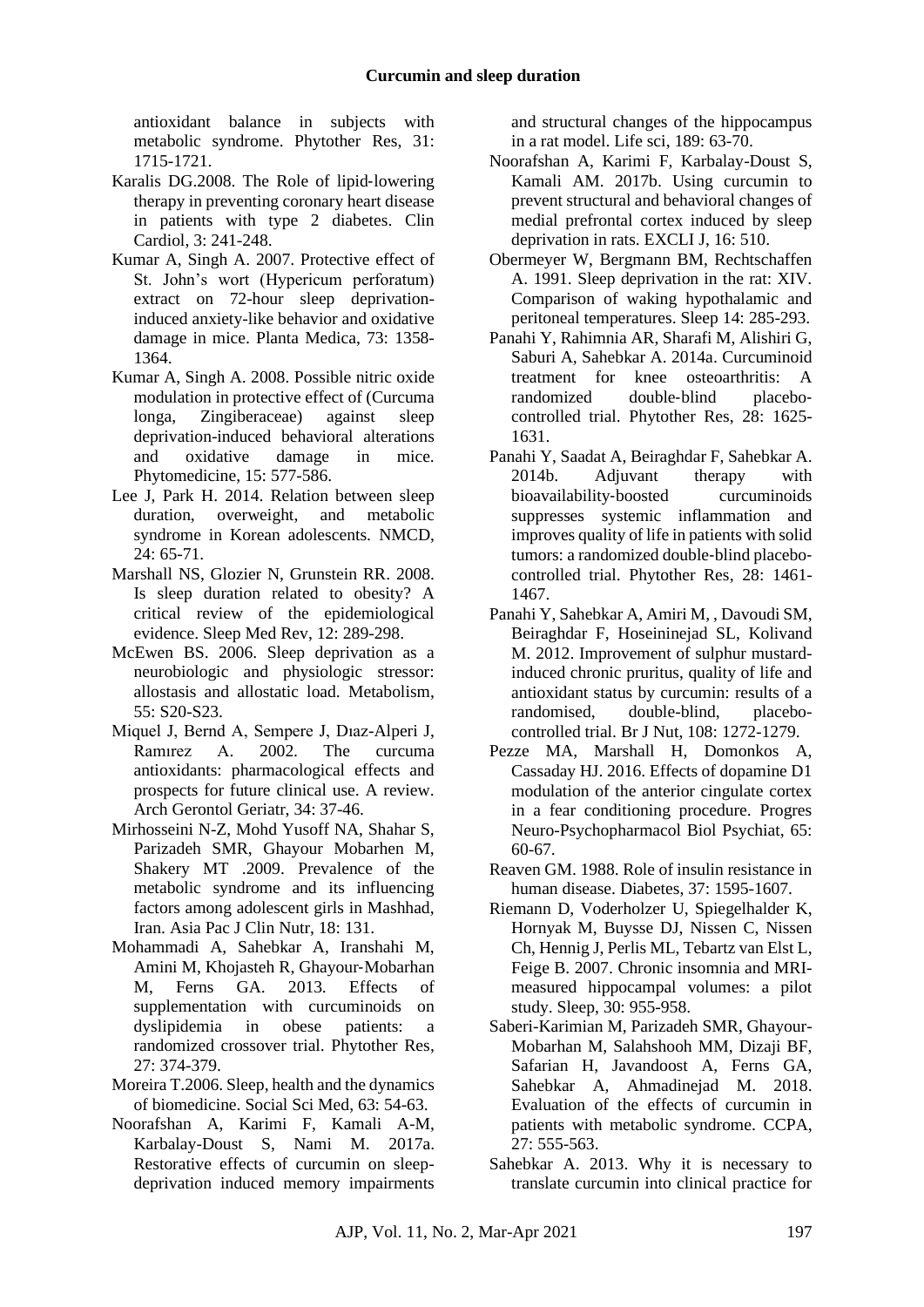antioxidant balance in subjects with metabolic syndrome. Phytother Res, 31: 1715-1721.

Karalis DG.2008. The Role of lipid-lowering therapy in preventing coronary heart disease in patients with type 2 diabetes. Clin Cardiol, 3: 241-248.

Kumar A, Singh A. 2007. Protective effect of St. John's wort (Hypericum perforatum) extract on 72-hour sleep deprivation-induced anxiety-like behavior and oxidative damage in mice. Planta Medica, 73: 1358-1364.

Kumar A, Singh A. 2008. Possible nitric oxide modulation in protective effect of (Curcuma longa, Zingiberaceae) against sleep deprivation-induced behavioral alterations and oxidative damage in mice. Phytomedicine, 15: 577-586.

Lee J, Park H. 2014. Relation between sleep duration, overweight, and metabolic syndrome in Korean adolescents. NMCD, 24: 65-71.

Marshall NS, Glozier N, Grunstein RR. 2008. Is sleep duration related to obesity? A critical review of the epidemiological evidence. Sleep Med Rev, 12: 289-298.

McEwen BS. 2006. Sleep deprivation as a neurobiologic and physiologic stressor: allostasis and allostatic load. Metabolism, 55: S20-S23.

Miquel J, Bernd A, Sempere J, Dıaz-Alperi J, Ramırez A. 2002. The curcuma antioxidants: pharmacological effects and prospects for future clinical use. A review. Arch Gerontol Geriatr, 34: 37-46.

Mirhosseini N-Z, Mohd Yusoff NA, Shahar S, Parizadeh SMR, Ghayour Mobarhen M, Shakery MT .2009. Prevalence of the metabolic syndrome and its influencing factors among adolescent girls in Mashhad, Iran. Asia Pac J Clin Nutr, 18: 131.

Mohammadi A, Sahebkar A, Iranshahi M, Amini M, Khojasteh R, Ghayour‐Mobarhan M, Ferns GA. 2013. Effects of supplementation with curcuminoids on dyslipidemia in obese patients: a randomized crossover trial. Phytother Res, 27: 374-379.

Moreira T.2006. Sleep, health and the dynamics of biomedicine. Social Sci Med, 63: 54-63.

Noorafshan A, Karimi F, Kamali A-M, Karbalay-Doust S, Nami M. 2017a. Restorative effects of curcumin on sleep-deprivation induced memory impairments and structural changes of the hippocampus in a rat model. Life sci, 189: 63-70.

Noorafshan A, Karimi F, Karbalay-Doust S, Kamali AM. 2017b. Using curcumin to prevent structural and behavioral changes of medial prefrontal cortex induced by sleep deprivation in rats. EXCLI J, 16: 510.

Obermeyer W, Bergmann BM, Rechtschaffen A. 1991. Sleep deprivation in the rat: XIV. Comparison of waking hypothalamic and peritoneal temperatures. Sleep 14: 285-293.

Panahi Y, Rahimnia AR, Sharafi M, Alishiri G, Saburi A, Sahebkar A. 2014a. Curcuminoid treatment for knee osteoarthritis: A randomized double‐blind placebo‐controlled trial. Phytother Res, 28: 1625-1631.

Panahi Y, Saadat A, Beiraghdar F, Sahebkar A. 2014b. Adjuvant therapy with bioavailability‐boosted curcuminoids suppresses systemic inflammation and improves quality of life in patients with solid tumors: a randomized double‐blind placebo‐controlled trial. Phytother Res, 28: 1461-1467.

Panahi Y, Sahebkar A, Amiri M, , Davoudi SM, Beiraghdar F, Hoseininejad SL, Kolivand M. 2012. Improvement of sulphur mustard-induced chronic pruritus, quality of life and antioxidant status by curcumin: results of a randomised, double-blind, placebo-controlled trial. Br J Nut, 108: 1272-1279.

Pezze MA, Marshall H, Domonkos A, Cassaday HJ. 2016. Effects of dopamine D1 modulation of the anterior cingulate cortex in a fear conditioning procedure. Progres Neuro-Psychopharmacol Biol Psychiat, 65: 60-67.

Reaven GM. 1988. Role of insulin resistance in human disease. Diabetes, 37: 1595-1607.

Riemann D, Voderholzer U, Spiegelhalder K, Hornyak M, Buysse DJ, Nissen C, Nissen Ch, Hennig J, Perlis ML, Tebartz van Elst L, Feige B. 2007. Chronic insomnia and MRI-measured hippocampal volumes: a pilot study. Sleep, 30: 955-958.

Saberi-Karimian M, Parizadeh SMR, Ghayour-Mobarhan M, Salahshooh MM, Dizaji BF, Safarian H, Javandoost A, Ferns GA, Sahebkar A, Ahmadinejad M. 2018. Evaluation of the effects of curcumin in patients with metabolic syndrome. CCPA, 27: 555-563.

Sahebkar A. 2013. Why it is necessary to translate curcumin into clinical practice for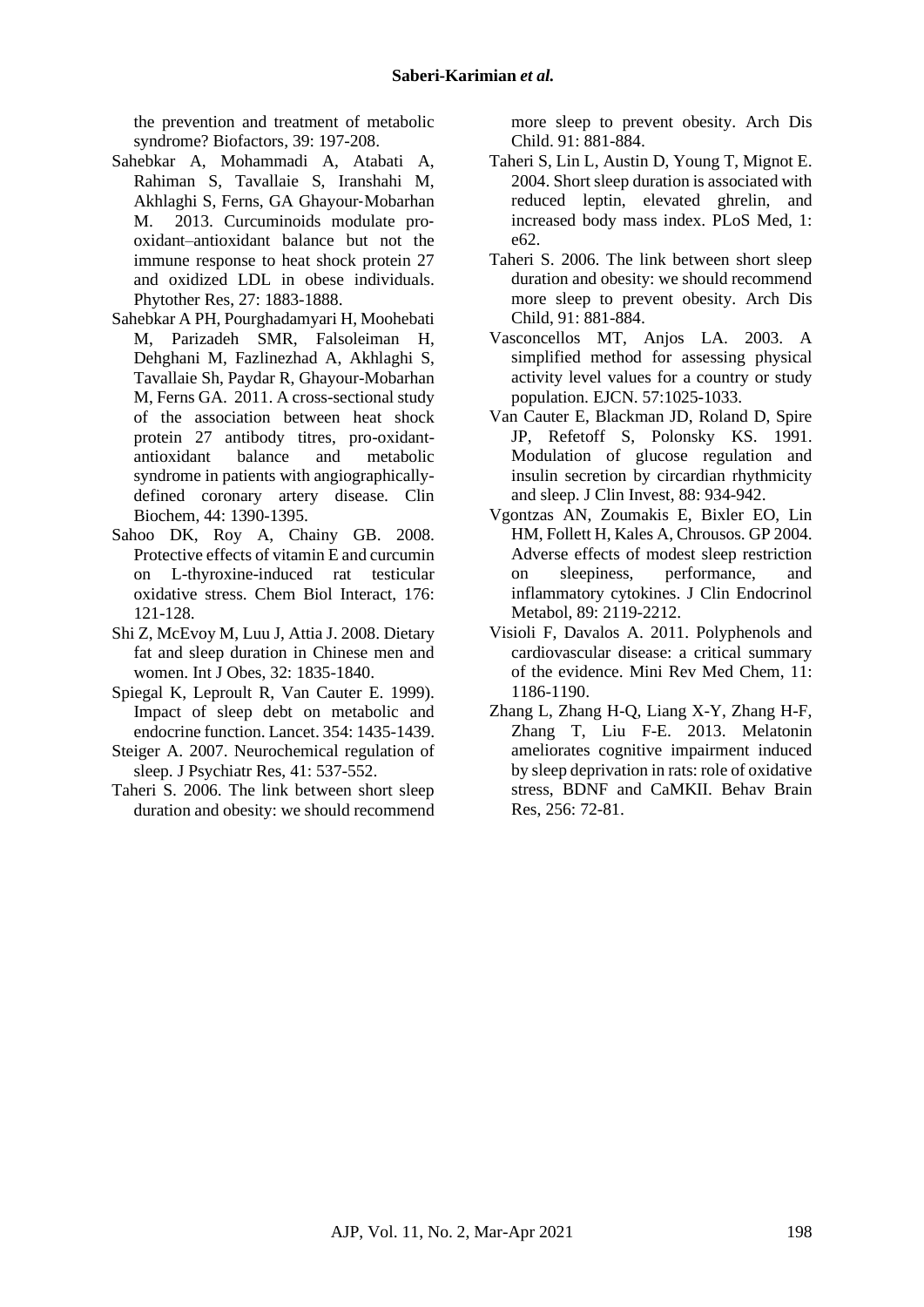the prevention and treatment of metabolic syndrome? Biofactors, 39: 197-208.

Sahebkar A, Mohammadi A, Atabati A, Rahiman S, Tavallaie S, Iranshahi M, Akhlaghi S, Ferns, GA Ghayour-Mobarhan M. 2013. Curcuminoids modulate pro-oxidant–antioxidant balance but not the immune response to heat shock protein 27 and oxidized LDL in obese individuals. Phytother Res, 27: 1883-1888.

Sahebkar A PH, Pourghadamyari H, Moohebati M, Parizadeh SMR, Falsoleiman H, Dehghani M, Fazlinezhad A, Akhlaghi S, Tavallaie Sh, Paydar R, Ghayour-Mobarhan M, Ferns GA. 2011. A cross-sectional study of the association between heat shock protein 27 antibody titres, pro-oxidant-antioxidant balance and metabolic syndrome in patients with angiographically-defined coronary artery disease. Clin Biochem, 44: 1390-1395.

Sahoo DK, Roy A, Chainy GB. 2008. Protective effects of vitamin E and curcumin on L-thyroxine-induced rat testicular oxidative stress. Chem Biol Interact, 176: 121-128.

Shi Z, McEvoy M, Luu J, Attia J. 2008. Dietary fat and sleep duration in Chinese men and women. Int J Obes, 32: 1835-1840.

Spiegal K, Leproult R, Van Cauter E. 1999). Impact of sleep debt on metabolic and endocrine function. Lancet. 354: 1435-1439.

Steiger A. 2007. Neurochemical regulation of sleep. J Psychiatr Res, 41: 537-552.

Taheri S. 2006. The link between short sleep duration and obesity: we should recommend more sleep to prevent obesity. Arch Dis Child. 91: 881-884.

Taheri S, Lin L, Austin D, Young T, Mignot E. 2004. Short sleep duration is associated with reduced leptin, elevated ghrelin, and increased body mass index. PLoS Med, 1: e62.

Taheri S. 2006. The link between short sleep duration and obesity: we should recommend more sleep to prevent obesity. Arch Dis Child, 91: 881-884.

Vasconcellos MT, Anjos LA. 2003. A simplified method for assessing physical activity level values for a country or study population. EJCN. 57:1025-1033.

Van Cauter E, Blackman JD, Roland D, Spire JP, Refetoff S, Polonsky KS. 1991. Modulation of glucose regulation and insulin secretion by circardian rhythmicity and sleep. J Clin Invest, 88: 934-942.

Vgontzas AN, Zoumakis E, Bixler EO, Lin HM, Follett H, Kales A, Chrousos. GP 2004. Adverse effects of modest sleep restriction on sleepiness, performance, and inflammatory cytokines. J Clin Endocrinol Metabol, 89: 2119-2212.

Visioli F, Davalos A. 2011. Polyphenols and cardiovascular disease: a critical summary of the evidence. Mini Rev Med Chem, 11: 1186-1190.

Zhang L, Zhang H-Q, Liang X-Y, Zhang H-F, Zhang T, Liu F-E. 2013. Melatonin ameliorates cognitive impairment induced by sleep deprivation in rats: role of oxidative stress, BDNF and CaMKII. Behav Brain Res, 256: 72-81.